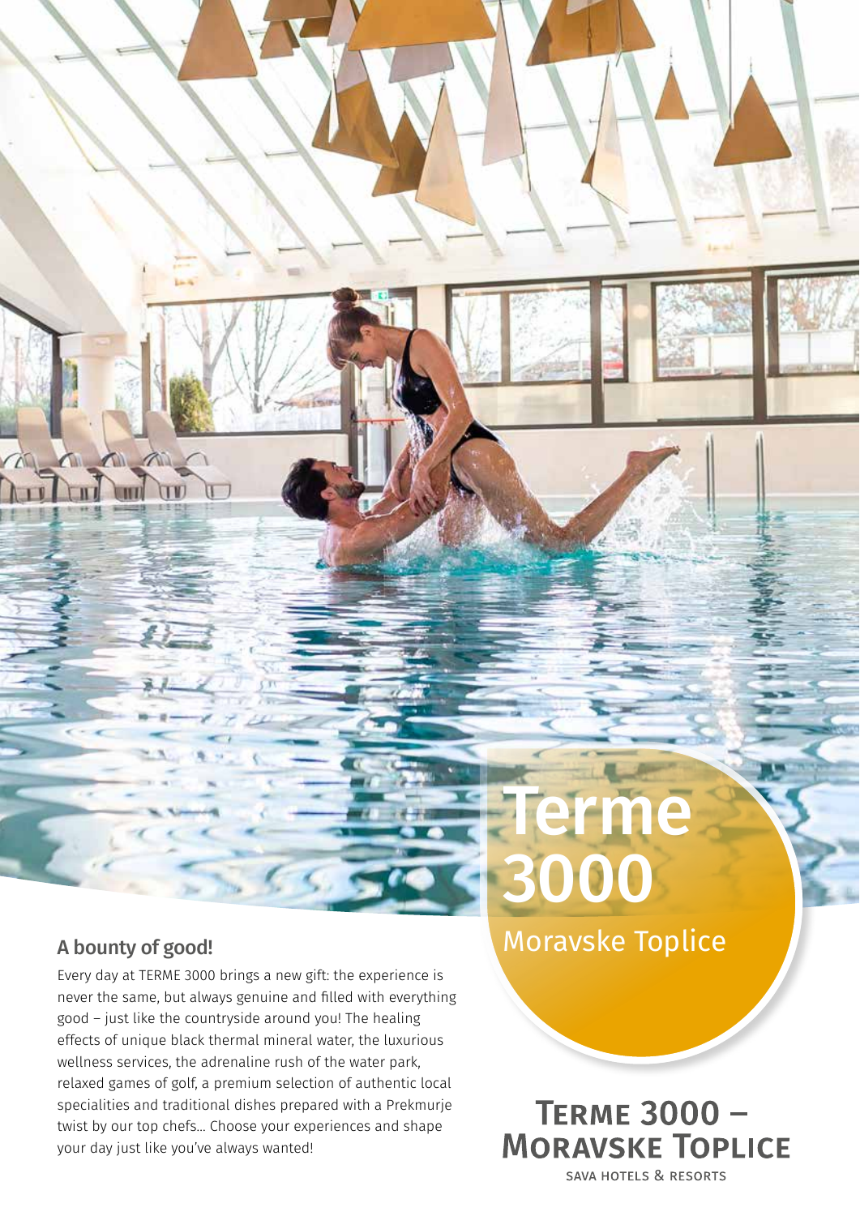# Terme 3000

Moravske Toplice

## A bounty of good!

Every day at TERME 3000 brings a new gift: the experience is never the same, but always genuine and filled with everything good – just like the countryside around you! The healing effects of unique black thermal mineral water, the luxurious wellness services, the adrenaline rush of the water park, relaxed games of golf, a premium selection of authentic local specialities and traditional dishes prepared with a Prekmurje twist by our top chefs... Choose your experiences and shape your day just like you've always wanted!

**TERME 3000 – MORAVSKE TOPLICE**

SAVA HOTELS & RESORTS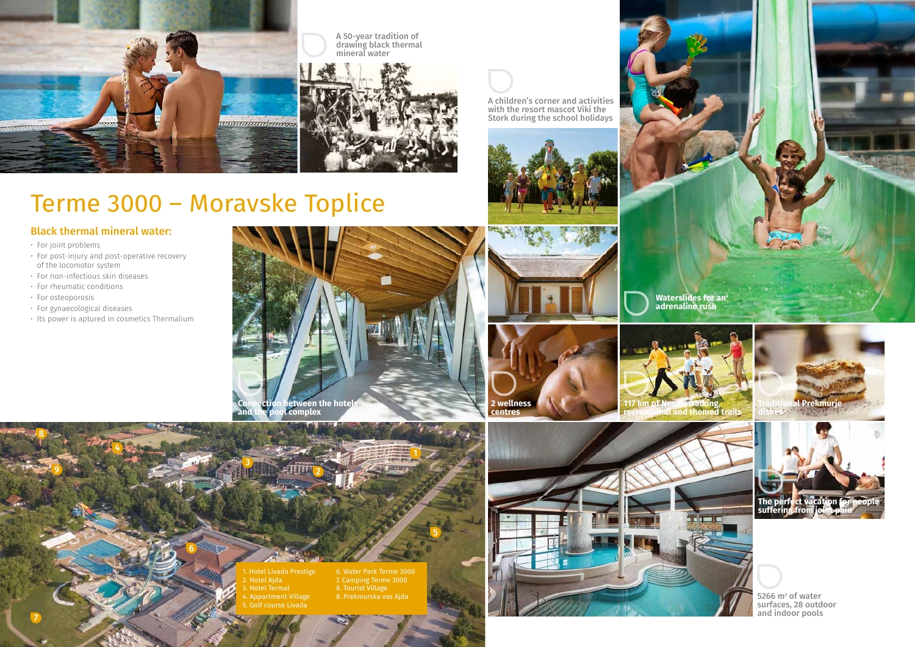A 50-year tradition of drawing black thermal mineral water

A children's corner and activities with the resort mascot Viki the Stork during the school holidays

# Terme 3000 – Moravske Toplice

## Black thermal mineral water:

- For joint problems
- For post-injury and post-operative recovery of the locomotor system
- For non-infectious skin diseases
- For rheumatic conditions
- For osteoporosis
- For gynaecological diseases
- Its power is aptured in cosmetics Thermalium

Connection between the hotels and the pool complex

Waterslides for an adrenaline rush

2 wellness centres

117 km of Nordic walking, recreational and themed trails

Traditional Prekmurje dishes

The perfect vacation for people suffering from joint pain

1. Hotel Livada Prestige
2. Hotel Ajda
3. Hotel Termal
4. Appartment Village
5. Golf course Livada
6. Water Park Terme 3000
7. Camping Terme 3000
8. Tourist Village
9. Prekmurska vas Ajda

5266 m² of water surfaces, 28 outdoor and indoor pools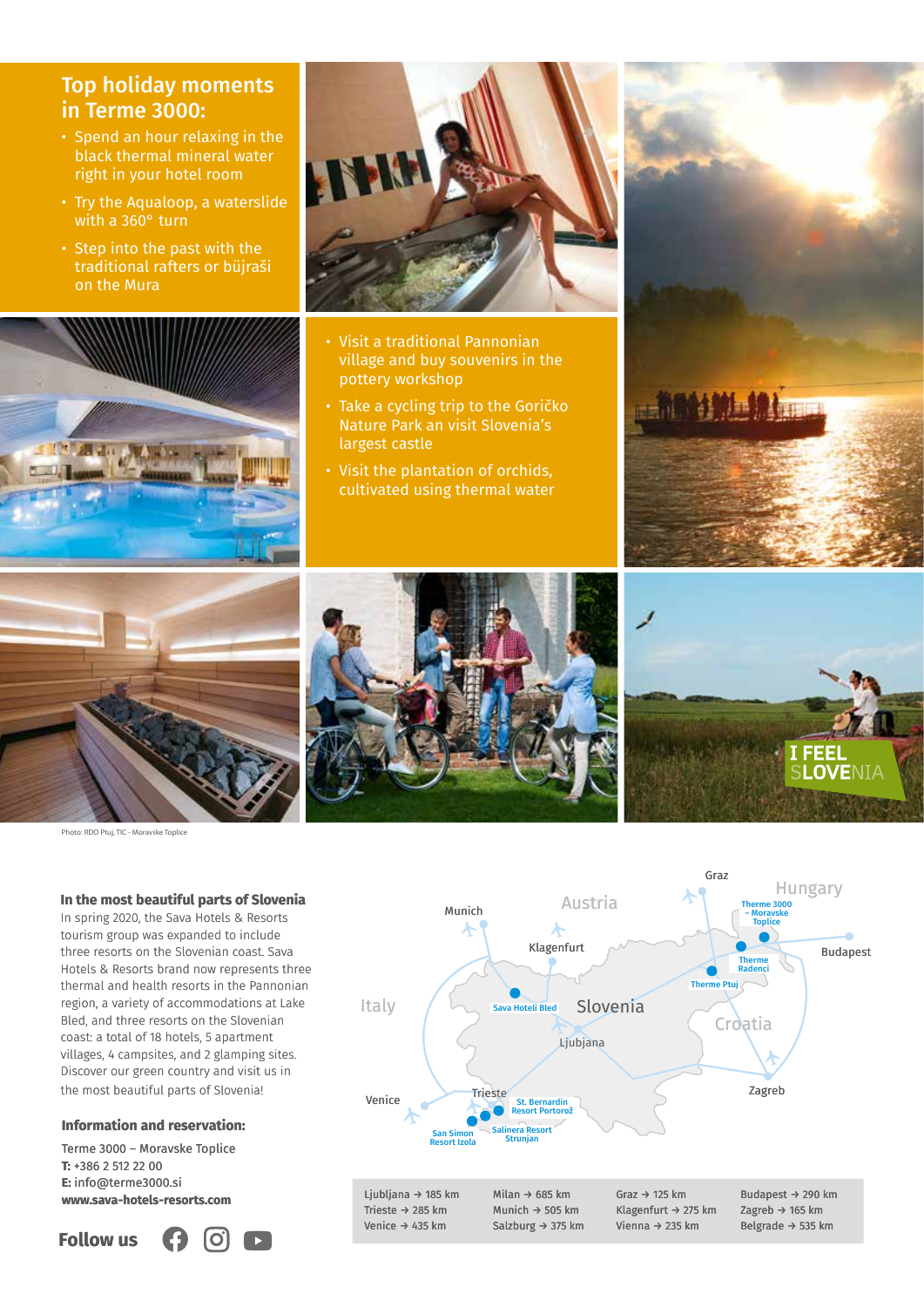## Top holiday moments in Terme 3000:

- Spend an hour relaxing in the black thermal mineral water right in your hotel room
- Try the Aqualoop, a waterslide with a 360° turn
- Step into the past with the traditional rafters or büjraši on the Mura
- Visit a traditional Pannonian village and buy souvenirs in the pottery workshop
- Take a cycling trip to the Goričko Nature Park an visit Slovenia's largest castle
- Visit the plantation of orchids, cultivated using thermal water

I FEEL SLOVENIA

Photo: RDO Ptuj, TIC - Moravske Toplice

### In the most beautiful parts of Slovenia

In spring 2020, the Sava Hotels & Resorts tourism group was expanded to include three resorts on the Slovenian coast. Sava Hotels & Resorts brand now represents three thermal and health resorts in the Pannonian region, a variety of accommodations at Lake Bled, and three resorts on the Slovenian coast: a total of 18 hotels, 5 apartment villages, 4 campsites, and 2 glamping sites. Discover our green country and visit us in the most beautiful parts of Slovenia!

### Information and reservation:

Terme 3000 – Moravske Toplice
**T:** +386 2 512 22 00
**E:** info@terme3000.si
**www.sava-hotels-resorts.com**

**Follow us**

Graz
Hungary
Austria
Munich
Therme 3000 – Moravske Toplice
Klagenfurt
Budapest
Therme Radenci
Therme Ptuj
Italy
Sava Hoteli Bled
Slovenia
Croatia
Ljubjana
Venice
Trieste
St. Bernardin Resort Portorož
Zagreb
San Simon Resort Izola
Salinera Resort Strunjan

| | | | |
|---|---|---|---|
| Ljubljana → 185 km | Milan → 685 km | Graz → 125 km | Budapest → 290 km |
| Trieste → 285 km | Munich → 505 km | Klagenfurt → 275 km | Zagreb → 165 km |
| Venice → 435 km | Salzburg → 375 km | Vienna → 235 km | Belgrade → 535 km |